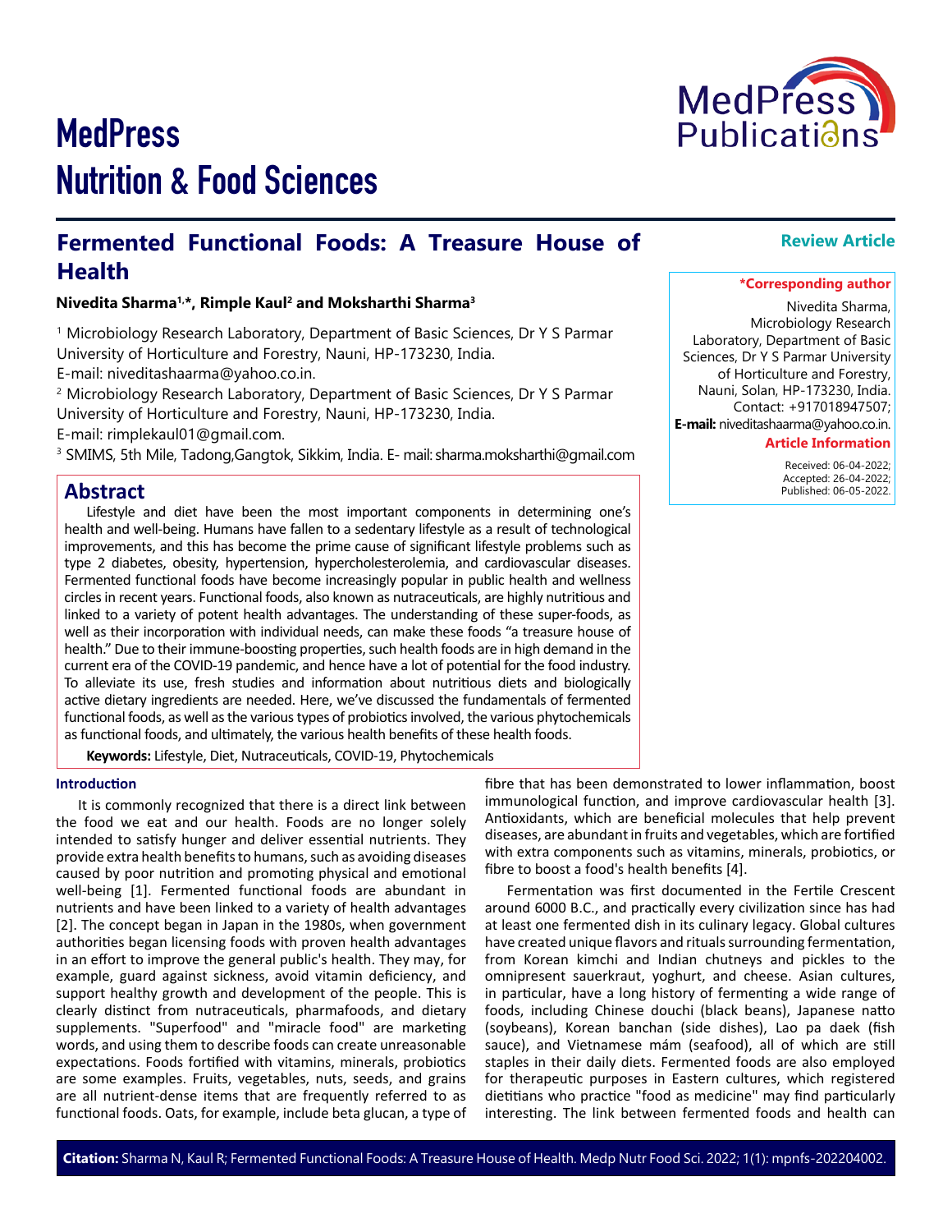# MedPress Nutrition & Food Sciences

## Fermented Functional Foods: A Treasure House of Health

**Review Article**

**Nivedita Sharma[1,*], Rimple Kaul[2] and Moksharthi Sharma[3]**

[1] Microbiology Research Laboratory, Department of Basic Sciences, Dr Y S Parmar University of Horticulture and Forestry, Nauni, HP-173230, India.
E-mail: niveditashaarma@yahoo.co.in.

[2] Microbiology Research Laboratory, Department of Basic Sciences, Dr Y S Parmar University of Horticulture and Forestry, Nauni, HP-173230, India.
E-mail: rimplekaul01@gmail.com.

[3] SMIMS, 5th Mile, Tadong,Gangtok, Sikkim, India. E- mail: sharma.moksharthi@gmail.com

**\*Corresponding author**

Nivedita Sharma, Microbiology Research Laboratory, Department of Basic Sciences, Dr Y S Parmar University of Horticulture and Forestry, Nauni, Solan, HP-173230, India.
Contact: +917018947507;
**E-mail:** niveditashaarma@yahoo.co.in.

**Article Information**

Received: 06-04-2022;
Accepted: 26-04-2022;
Published: 06-05-2022.

## Abstract

Lifestyle and diet have been the most important components in determining one's health and well-being. Humans have fallen to a sedentary lifestyle as a result of technological improvements, and this has become the prime cause of significant lifestyle problems such as type 2 diabetes, obesity, hypertension, hypercholesterolemia, and cardiovascular diseases. Fermented functional foods have become increasingly popular in public health and wellness circles in recent years. Functional foods, also known as nutraceuticals, are highly nutritious and linked to a variety of potent health advantages. The understanding of these super-foods, as well as their incorporation with individual needs, can make these foods "a treasure house of health." Due to their immune-boosting properties, such health foods are in high demand in the current era of the COVID-19 pandemic, and hence have a lot of potential for the food industry. To alleviate its use, fresh studies and information about nutritious diets and biologically active dietary ingredients are needed. Here, we've discussed the fundamentals of fermented functional foods, as well as the various types of probiotics involved, the various phytochemicals as functional foods, and ultimately, the various health benefits of these health foods.

**Keywords:** Lifestyle, Diet, Nutraceuticals, COVID-19, Phytochemicals

### Introduction

It is commonly recognized that there is a direct link between the food we eat and our health. Foods are no longer solely intended to satisfy hunger and deliver essential nutrients. They provide extra health benefits to humans, such as avoiding diseases caused by poor nutrition and promoting physical and emotional well-being [1]. Fermented functional foods are abundant in nutrients and have been linked to a variety of health advantages [2]. The concept began in Japan in the 1980s, when government authorities began licensing foods with proven health advantages in an effort to improve the general public's health. They may, for example, guard against sickness, avoid vitamin deficiency, and support healthy growth and development of the people. This is clearly distinct from nutraceuticals, pharmafoods, and dietary supplements. "Superfood" and "miracle food" are marketing words, and using them to describe foods can create unreasonable expectations. Foods fortified with vitamins, minerals, probiotics are some examples. Fruits, vegetables, nuts, seeds, and grains are all nutrient-dense items that are frequently referred to as functional foods. Oats, for example, include beta glucan, a type of fibre that has been demonstrated to lower inflammation, boost immunological function, and improve cardiovascular health [3]. Antioxidants, which are beneficial molecules that help prevent diseases, are abundant in fruits and vegetables, which are fortified with extra components such as vitamins, minerals, probiotics, or fibre to boost a food's health benefits [4].

Fermentation was first documented in the Fertile Crescent around 6000 B.C., and practically every civilization since has had at least one fermented dish in its culinary legacy. Global cultures have created unique flavors and rituals surrounding fermentation, from Korean kimchi and Indian chutneys and pickles to the omnipresent sauerkraut, yoghurt, and cheese. Asian cultures, in particular, have a long history of fermenting a wide range of foods, including Chinese douchi (black beans), Japanese natto (soybeans), Korean banchan (side dishes), Lao pa daek (fish sauce), and Vietnamese mám (seafood), all of which are still staples in their daily diets. Fermented foods are also employed for therapeutic purposes in Eastern cultures, which registered dietitians who practice "food as medicine" may find particularly interesting. The link between fermented foods and health can

**Citation:** Sharma N, Kaul R; Fermented Functional Foods: A Treasure House of Health. Medp Nutr Food Sci. 2022; 1(1): mpnfs-202204002.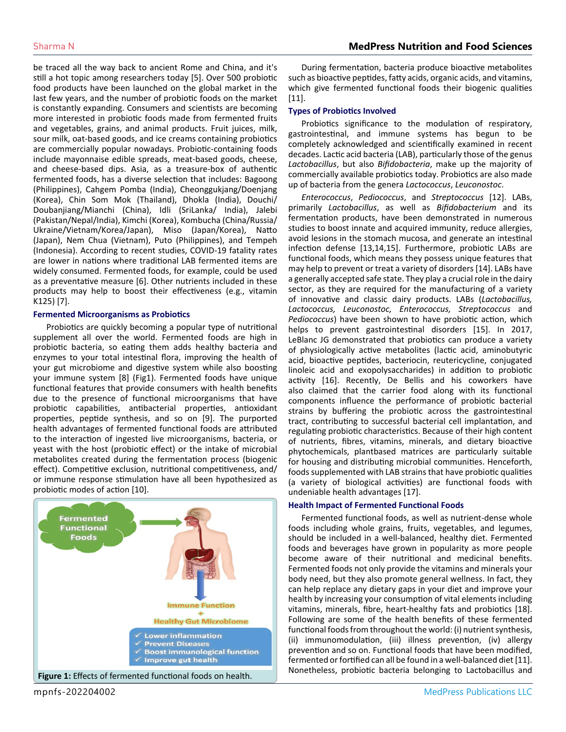be traced all the way back to ancient Rome and China, and it's still a hot topic among researchers today [5]. Over 500 probiotic food products have been launched on the global market in the last few years, and the number of probiotic foods on the market is constantly expanding. Consumers and scientists are becoming more interested in probiotic foods made from fermented fruits and vegetables, grains, and animal products. Fruit juices, milk, sour milk, oat-based goods, and ice creams containing probiotics are commercially popular nowadays. Probiotic-containing foods include mayonnaise edible spreads, meat-based goods, cheese, and cheese-based dips. Asia, as a treasure-box of authentic fermented foods, has a diverse selection that includes: Bagoong (Philippines), Cahgem Pomba (India), Cheonggukjang/Doenjang (Korea), Chin Som Mok (Thailand), Dhokla (India), Douchi/Doubanjiang/Mianchi (China), Idli (SriLanka/ India), Jalebi (Pakistan/Nepal/India), Kimchi (Korea), Kombucha (China/Russia/Ukraine/Vietnam/Korea/Japan), Miso (Japan/Korea), Natto (Japan), Nem Chua (Vietnam), Puto (Philippines), and Tempeh (Indonesia). According to recent studies, COVID-19 fatality rates are lower in nations where traditional LAB fermented items are widely consumed. Fermented foods, for example, could be used as a preventative measure [6]. Other nutrients included in these products may help to boost their effectiveness (e.g., vitamin K125) [7].

## Fermented Microorganisms as Probiotics

Probiotics are quickly becoming a popular type of nutritional supplement all over the world. Fermented foods are high in probiotic bacteria, so eating them adds healthy bacteria and enzymes to your total intestinal flora, improving the health of your gut microbiome and digestive system while also boosting your immune system [8] (Fig1). Fermented foods have unique functional features that provide consumers with health benefits due to the presence of functional microorganisms that have probiotic capabilities, antibacterial properties, antioxidant properties, peptide synthesis, and so on [9]. The purported health advantages of fermented functional foods are attributed to the interaction of ingested live microorganisms, bacteria, or yeast with the host (probiotic effect) or the intake of microbial metabolites created during the fermentation process (biogenic effect). Competitive exclusion, nutritional competitiveness, and/or immune response stimulation have all been hypothesized as probiotic modes of action [10].

**Figure 1:** Effects of fermented functional foods on health.

During fermentation, bacteria produce bioactive metabolites such as bioactive peptides, fatty acids, organic acids, and vitamins, which give fermented functional foods their biogenic qualities [11].

## Types of Probiotics Involved

Probiotics significance to the modulation of respiratory, gastrointestinal, and immune systems has begun to be completely acknowledged and scientifically examined in recent decades. Lactic acid bacteria (LAB), particularly those of the genus *Lactobacillus*, but also *Bifidobacteria*, make up the majority of commercially available probiotics today. Probiotics are also made up of bacteria from the genera *Lactococcus*, *Leuconostoc*.

*Enterococcus*, *Pediococcus*, and *Streptococcus* [12]. LABs, primarily *Lactobacillus*, as well as *Bifidobacterium* and its fermentation products, have been demonstrated in numerous studies to boost innate and acquired immunity, reduce allergies, avoid lesions in the stomach mucosa, and generate an intestinal infection defense [13,14,15]. Furthermore, probiotic LABs are functional foods, which means they possess unique features that may help to prevent or treat a variety of disorders [14]. LABs have a generally accepted safe state. They play a crucial role in the dairy sector, as they are required for the manufacturing of a variety of innovative and classic dairy products. LABs (*Lactobacillus, Lactococcus, Leuconostoc, Enterococcus, Streptococcus* and *Pediococcus*) have been shown to have probiotic action, which helps to prevent gastrointestinal disorders [15]. In 2017, LeBlanc JG demonstrated that probiotics can produce a variety of physiologically active metabolites (lactic acid, aminobutyric acid, bioactive peptides, bacteriocin, reutericycline, conjugated linoleic acid and exopolysaccharides) in addition to probiotic activity [16]. Recently, De Bellis and his coworkers have also claimed that the carrier food along with its functional components influence the performance of probiotic bacterial strains by buffering the probiotic across the gastrointestinal tract, contributing to successful bacterial cell implantation, and regulating probiotic characteristics. Because of their high content of nutrients, fibres, vitamins, minerals, and dietary bioactive phytochemicals, plantbased matrices are particularly suitable for housing and distributing microbial communities. Henceforth, foods supplemented with LAB strains that have probiotic qualities (a variety of biological activities) are functional foods with undeniable health advantages [17].

## Health Impact of Fermented Functional Foods

Fermented functional foods, as well as nutrient-dense whole foods including whole grains, fruits, vegetables, and legumes, should be included in a well-balanced, healthy diet. Fermented foods and beverages have grown in popularity as more people become aware of their nutritional and medicinal benefits. Fermented foods not only provide the vitamins and minerals your body need, but they also promote general wellness. In fact, they can help replace any dietary gaps in your diet and improve your health by increasing your consumption of vital elements including vitamins, minerals, fibre, heart-healthy fats and probiotics [18]. Following are some of the health benefits of these fermented functional foods from throughout the world: (i) nutrient synthesis, (ii) immunomodulation, (iii) illness prevention, (iv) allergy prevention and so on. Functional foods that have been modified, fermented or fortified can all be found in a well-balanced diet [11]. Nonetheless, probiotic bacteria belonging to Lactobacillus and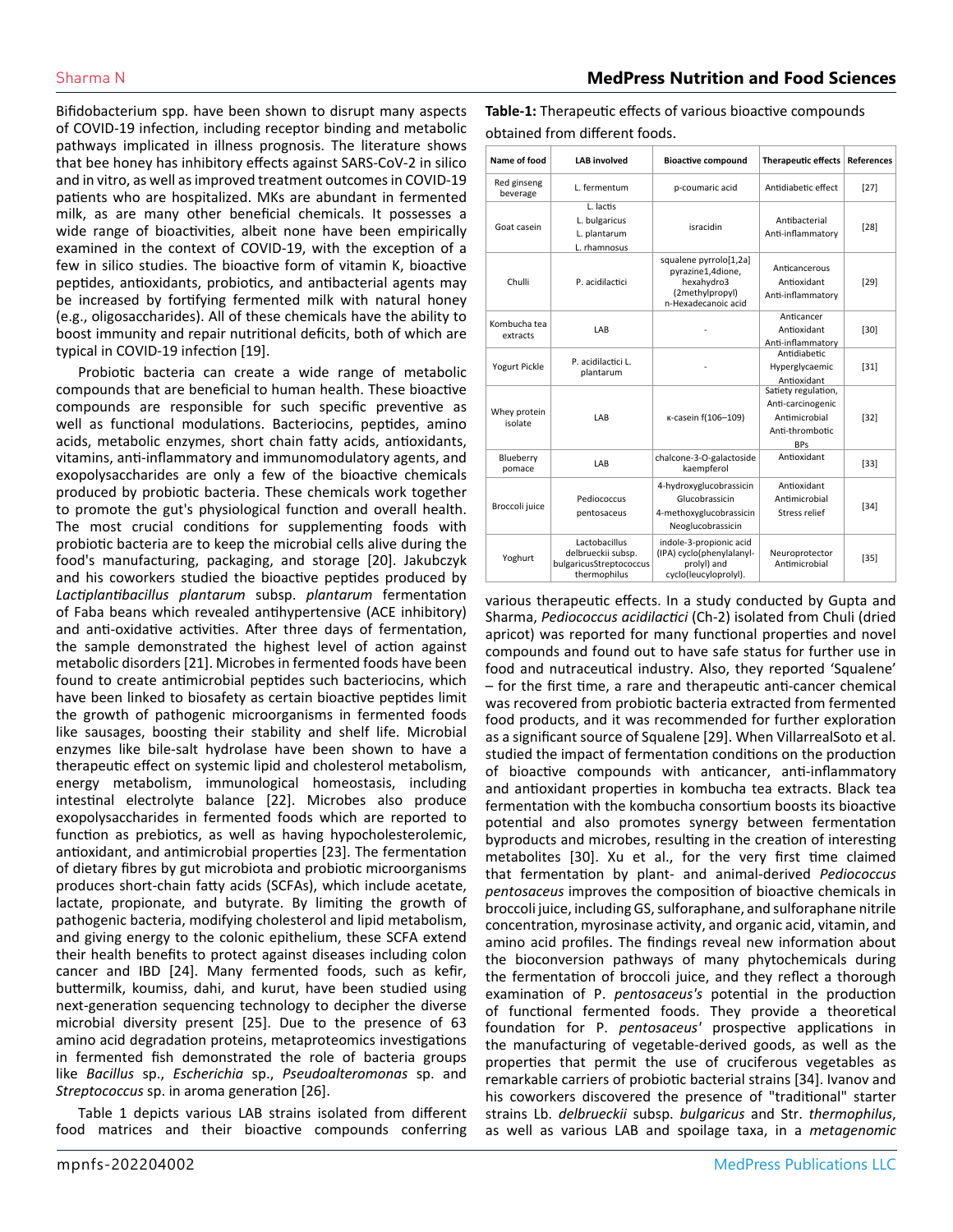Bifidobacterium spp. have been shown to disrupt many aspects of COVID-19 infection, including receptor binding and metabolic pathways implicated in illness prognosis. The literature shows that bee honey has inhibitory effects against SARS-CoV-2 in silico and in vitro, as well as improved treatment outcomes in COVID-19 patients who are hospitalized. MKs are abundant in fermented milk, as are many other beneficial chemicals. It possesses a wide range of bioactivities, albeit none have been empirically examined in the context of COVID-19, with the exception of a few in silico studies. The bioactive form of vitamin K, bioactive peptides, antioxidants, probiotics, and antibacterial agents may be increased by fortifying fermented milk with natural honey (e.g., oligosaccharides). All of these chemicals have the ability to boost immunity and repair nutritional deficits, both of which are typical in COVID-19 infection [19].

Probiotic bacteria can create a wide range of metabolic compounds that are beneficial to human health. These bioactive compounds are responsible for such specific preventive as well as functional modulations. Bacteriocins, peptides, amino acids, metabolic enzymes, short chain fatty acids, antioxidants, vitamins, anti-inflammatory and immunomodulatory agents, and exopolysaccharides are only a few of the bioactive chemicals produced by probiotic bacteria. These chemicals work together to promote the gut's physiological function and overall health. The most crucial conditions for supplementing foods with probiotic bacteria are to keep the microbial cells alive during the food's manufacturing, packaging, and storage [20]. Jakubczyk and his coworkers studied the bioactive peptides produced by *Lactiplantibacillus plantarum* subsp. *plantarum* fermentation of Faba beans which revealed antihypertensive (ACE inhibitory) and anti-oxidative activities. After three days of fermentation, the sample demonstrated the highest level of action against metabolic disorders [21]. Microbes in fermented foods have been found to create antimicrobial peptides such bacteriocins, which have been linked to biosafety as certain bioactive peptides limit the growth of pathogenic microorganisms in fermented foods like sausages, boosting their stability and shelf life. Microbial enzymes like bile-salt hydrolase have been shown to have a therapeutic effect on systemic lipid and cholesterol metabolism, energy metabolism, immunological homeostasis, including intestinal electrolyte balance [22]. Microbes also produce exopolysaccharides in fermented foods which are reported to function as prebiotics, as well as having hypocholesterolemic, antioxidant, and antimicrobial properties [23]. The fermentation of dietary fibres by gut microbiota and probiotic microorganisms produces short-chain fatty acids (SCFAs), which include acetate, lactate, propionate, and butyrate. By limiting the growth of pathogenic bacteria, modifying cholesterol and lipid metabolism, and giving energy to the colonic epithelium, these SCFA extend their health benefits to protect against diseases including colon cancer and IBD [24]. Many fermented foods, such as kefir, buttermilk, koumiss, dahi, and kurut, have been studied using next-generation sequencing technology to decipher the diverse microbial diversity present [25]. Due to the presence of 63 amino acid degradation proteins, metaproteomics investigations in fermented fish demonstrated the role of bacteria groups like *Bacillus* sp., *Escherichia* sp., *Pseudoalteromonas* sp. and *Streptococcus* sp. in aroma generation [26].

Table 1 depicts various LAB strains isolated from different food matrices and their bioactive compounds conferring various therapeutic effects. In a study conducted by Gupta and Sharma, *Pediococcus acidilactici* (Ch-2) isolated from Chuli (dried apricot) was reported for many functional properties and novel compounds and found out to have safe status for further use in food and nutraceutical industry. Also, they reported 'Squalene' – for the first time, a rare and therapeutic anti-cancer chemical was recovered from probiotic bacteria extracted from fermented food products, and it was recommended for further exploration as a significant source of Squalene [29]. When VillarrealSoto et al. studied the impact of fermentation conditions on the production of bioactive compounds with anticancer, anti-inflammatory and antioxidant properties in kombucha tea extracts. Black tea fermentation with the kombucha consortium boosts its bioactive potential and also promotes synergy between fermentation byproducts and microbes, resulting in the creation of interesting metabolites [30]. Xu et al., for the very first time claimed that fermentation by plant- and animal-derived *Pediococcus pentosaceus* improves the composition of bioactive chemicals in broccoli juice, including GS, sulforaphane, and sulforaphane nitrile concentration, myrosinase activity, and organic acid, vitamin, and amino acid profiles. The findings reveal new information about the bioconversion pathways of many phytochemicals during the fermentation of broccoli juice, and they reflect a thorough examination of P. *pentosaceus's* potential in the production of functional fermented foods. They provide a theoretical foundation for P. *pentosaceus'* prospective applications in the manufacturing of vegetable-derived goods, as well as the properties that permit the use of cruciferous vegetables as remarkable carriers of probiotic bacterial strains [34]. Ivanov and his coworkers discovered the presence of "traditional" starter strains Lb. *delbrueckii* subsp. *bulgaricus* and Str. *thermophilus*, as well as various LAB and spoilage taxa, in a *metagenomic*

**Table-1:** Therapeutic effects of various bioactive compounds obtained from different foods.

| Name of food | LAB involved | Bioactive compound | Therapeutic effects | References |
|---|---|---|---|---|
| Red ginseng beverage | L. fermentum | p-coumaric acid | Antidiabetic effect | [27] |
| Goat casein | L. lactis<br>L. bulgaricus<br>L. plantarum<br>L. rhamnosus | isracidin | Antibacterial<br>Anti-inflammatory | [28] |
| Chulli | P. acidilactici | squalene pyrrolo[1,2a] pyrazine1,4dione, hexahydro3 (2methylpropyl)<br>n-Hexadecanoic acid | Anticancerous<br>Antioxidant<br>Anti-inflammatory | [29] |
| Kombucha tea extracts | LAB | - | Anticancer<br>Antioxidant<br>Anti-inflammatory | [30] |
| Yogurt Pickle | P. acidilactici L. plantarum | - | Antidiabetic<br>Hyperglycaemic<br>Antioxidant | [31] |
| Whey protein isolate | LAB | κ-casein f(106–109) | Satiety regulation,<br>Anti-carcinogenic<br>Antimicrobial<br>Anti-thrombotic<br>BPs | [32] |
| Blueberry pomace | LAB | chalcone-3-O-galactoside kaempferol | Antioxidant | [33] |
| Broccoli juice | Pediococcus pentosaceus | 4-hydroxyglucobrassicin<br>Glucobrassicin<br>4-methoxyglucobrassicin<br>Neoglucobrassicin | Antioxidant<br>Antimicrobial<br>Stress relief | [34] |
| Yoghurt | Lactobacillus delbrueckii subsp. bulgaricusStreptococcus thermophilus | indole-3-propionic acid (IPA) cyclo(phenylalanyl-prolyl) and cyclo(leucylprolyl). | Neuroprotector<br>Antimicrobial | [35] |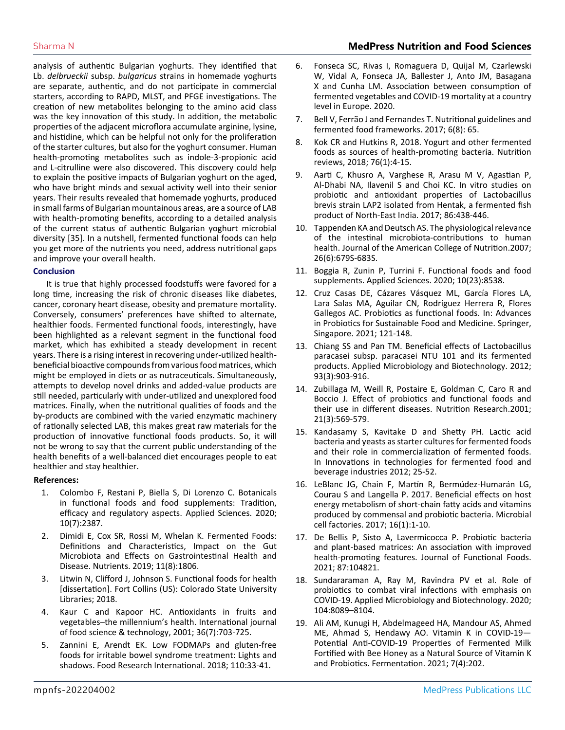analysis of authentic Bulgarian yoghurts. They identified that Lb. *delbrueckii* subsp. *bulgaricus* strains in homemade yoghurts are separate, authentic, and do not participate in commercial starters, according to RAPD, MLST, and PFGE investigations. The creation of new metabolites belonging to the amino acid class was the key innovation of this study. In addition, the metabolic properties of the adjacent microflora accumulate arginine, lysine, and histidine, which can be helpful not only for the proliferation of the starter cultures, but also for the yoghurt consumer. Human health-promoting metabolites such as indole-3-propionic acid and L-citrulline were also discovered. This discovery could help to explain the positive impacts of Bulgarian yoghurt on the aged, who have bright minds and sexual activity well into their senior years. Their results revealed that homemade yoghurts, produced in small farms of Bulgarian mountainous areas, are a source of LAB with health-promoting benefits, according to a detailed analysis of the current status of authentic Bulgarian yoghurt microbial diversity [35]. In a nutshell, fermented functional foods can help you get more of the nutrients you need, address nutritional gaps and improve your overall health.

## Conclusion

It is true that highly processed foodstuffs were favored for a long time, increasing the risk of chronic diseases like diabetes, cancer, coronary heart disease, obesity and premature mortality. Conversely, consumers' preferences have shifted to alternate, healthier foods. Fermented functional foods, interestingly, have been highlighted as a relevant segment in the functional food market, which has exhibited a steady development in recent years. There is a rising interest in recovering under-utilized health-beneficial bioactive compounds from various food matrices, which might be employed in diets or as nutraceuticals. Simultaneously, attempts to develop novel drinks and added-value products are still needed, particularly with under-utilized and unexplored food matrices. Finally, when the nutritional qualities of foods and the by-products are combined with the varied enzymatic machinery of rationally selected LAB, this makes great raw materials for the production of innovative functional foods products. So, it will not be wrong to say that the current public understanding of the health benefits of a well-balanced diet encourages people to eat healthier and stay healthier.

## References:

1. Colombo F, Restani P, Biella S, Di Lorenzo C. Botanicals in functional foods and food supplements: Tradition, efficacy and regulatory aspects. Applied Sciences. 2020; 10(7):2387.
2. Dimidi E, Cox SR, Rossi M, Whelan K. Fermented Foods: Definitions and Characteristics, Impact on the Gut Microbiota and Effects on Gastrointestinal Health and Disease. Nutrients. 2019; 11(8):1806.
3. Litwin N, Clifford J, Johnson S. Functional foods for health [dissertation]. Fort Collins (US): Colorado State University Libraries; 2018.
4. Kaur C and Kapoor HC. Antioxidants in fruits and vegetables–the millennium's health. International journal of food science & technology, 2001; 36(7):703-725.
5. Zannini E, Arendt EK. Low FODMAPs and gluten-free foods for irritable bowel syndrome treatment: Lights and shadows. Food Research International. 2018; 110:33-41.
6. Fonseca SC, Rivas I, Romaguera D, Quijal M, Czarlewski W, Vidal A, Fonseca JA, Ballester J, Anto JM, Basagana X and Cunha LM. Association between consumption of fermented vegetables and COVID-19 mortality at a country level in Europe. 2020.
7. Bell V, Ferrão J and Fernandes T. Nutritional guidelines and fermented food frameworks. 2017; 6(8): 65.
8. Kok CR and Hutkins R, 2018. Yogurt and other fermented foods as sources of health-promoting bacteria. Nutrition reviews, 2018; 76(1):4-15.
9. Aarti C, Khusro A, Varghese R, Arasu M V, Agastian P, Al-Dhabi NA, Ilavenil S and Choi KC. In vitro studies on probiotic and antioxidant properties of Lactobacillus brevis strain LAP2 isolated from Hentak, a fermented fish product of North-East India. 2017; 86:438-446.
10. Tappenden KA and Deutsch AS. The physiological relevance of the intestinal microbiota-contributions to human health. Journal of the American College of Nutrition.2007; 26(6):679S-683S.
11. Boggia R, Zunin P, Turrini F. Functional foods and food supplements. Applied Sciences. 2020; 10(23):8538.
12. Cruz Casas DE, Cázares Vásquez ML, García Flores LA, Lara Salas MA, Aguilar CN, Rodríguez Herrera R, Flores Gallegos AC. Probiotics as functional foods. In: Advances in Probiotics for Sustainable Food and Medicine. Springer, Singapore. 2021; 121-148.
13. Chiang SS and Pan TM. Beneficial effects of Lactobacillus paracasei subsp. paracasei NTU 101 and its fermented products. Applied Microbiology and Biotechnology. 2012; 93(3):903-916.
14. Zubillaga M, Weill R, Postaire E, Goldman C, Caro R and Boccio J. Effect of probiotics and functional foods and their use in different diseases. Nutrition Research.2001; 21(3):569-579.
15. Kandasamy S, Kavitake D and Shetty PH. Lactic acid bacteria and yeasts as starter cultures for fermented foods and their role in commercialization of fermented foods. In Innovations in technologies for fermented food and beverage industries 2012; 25-52.
16. LeBlanc JG, Chain F, Martín R, Bermúdez-Humarán LG, Courau S and Langella P. 2017. Beneficial effects on host energy metabolism of short-chain fatty acids and vitamins produced by commensal and probiotic bacteria. Microbial cell factories. 2017; 16(1):1-10.
17. De Bellis P, Sisto A, Lavermicocca P. Probiotic bacteria and plant-based matrices: An association with improved health-promoting features. Journal of Functional Foods. 2021; 87:104821.
18. Sundararaman A, Ray M, Ravindra PV et al. Role of probiotics to combat viral infections with emphasis on COVID-19. Applied Microbiology and Biotechnology. 2020; 104:8089–8104.
19. Ali AM, Kunugi H, Abdelmageed HA, Mandour AS, Ahmed ME, Ahmad S, Hendawy AO. Vitamin K in COVID-19—Potential Anti-COVID-19 Properties of Fermented Milk Fortified with Bee Honey as a Natural Source of Vitamin K and Probiotics. Fermentation. 2021; 7(4):202.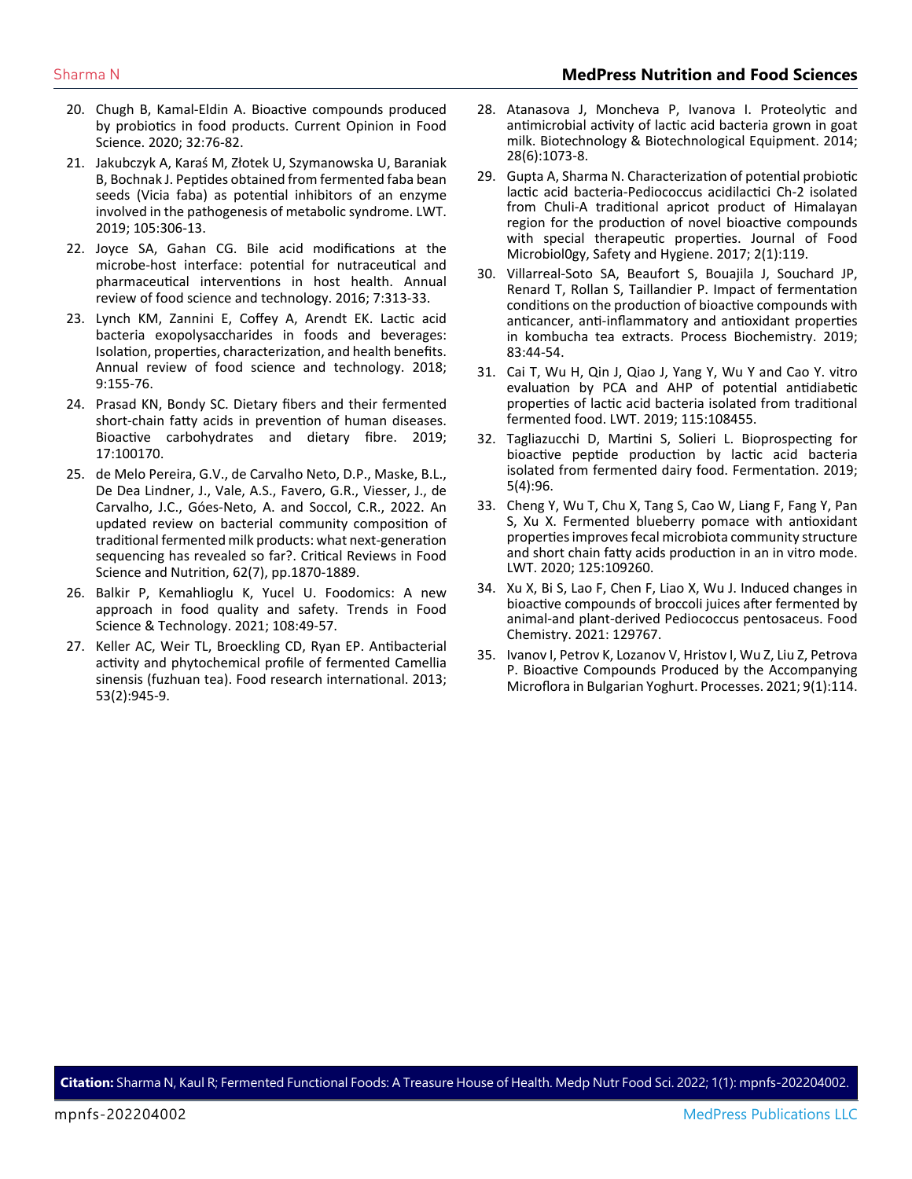20. Chugh B, Kamal-Eldin A. Bioactive compounds produced by probiotics in food products. Current Opinion in Food Science. 2020; 32:76-82.
21. Jakubczyk A, Karaś M, Złotek U, Szymanowska U, Baraniak B, Bochnak J. Peptides obtained from fermented faba bean seeds (Vicia faba) as potential inhibitors of an enzyme involved in the pathogenesis of metabolic syndrome. LWT. 2019; 105:306-13.
22. Joyce SA, Gahan CG. Bile acid modifications at the microbe-host interface: potential for nutraceutical and pharmaceutical interventions in host health. Annual review of food science and technology. 2016; 7:313-33.
23. Lynch KM, Zannini E, Coffey A, Arendt EK. Lactic acid bacteria exopolysaccharides in foods and beverages: Isolation, properties, characterization, and health benefits. Annual review of food science and technology. 2018; 9:155-76.
24. Prasad KN, Bondy SC. Dietary fibers and their fermented short-chain fatty acids in prevention of human diseases. Bioactive carbohydrates and dietary fibre. 2019; 17:100170.
25. de Melo Pereira, G.V., de Carvalho Neto, D.P., Maske, B.L., De Dea Lindner, J., Vale, A.S., Favero, G.R., Viesser, J., de Carvalho, J.C., Góes-Neto, A. and Soccol, C.R., 2022. An updated review on bacterial community composition of traditional fermented milk products: what next-generation sequencing has revealed so far?. Critical Reviews in Food Science and Nutrition, 62(7), pp.1870-1889.
26. Balkir P, Kemahlioglu K, Yucel U. Foodomics: A new approach in food quality and safety. Trends in Food Science & Technology. 2021; 108:49-57.
27. Keller AC, Weir TL, Broeckling CD, Ryan EP. Antibacterial activity and phytochemical profile of fermented Camellia sinensis (fuzhuan tea). Food research international. 2013; 53(2):945-9.
28. Atanasova J, Moncheva P, Ivanova I. Proteolytic and antimicrobial activity of lactic acid bacteria grown in goat milk. Biotechnology & Biotechnological Equipment. 2014; 28(6):1073-8.
29. Gupta A, Sharma N. Characterization of potential probiotic lactic acid bacteria-Pediococcus acidilactici Ch-2 isolated from Chuli-A traditional apricot product of Himalayan region for the production of novel bioactive compounds with special therapeutic properties. Journal of Food Microbiol0gy, Safety and Hygiene. 2017; 2(1):119.
30. Villarreal-Soto SA, Beaufort S, Bouajila J, Souchard JP, Renard T, Rollan S, Taillandier P. Impact of fermentation conditions on the production of bioactive compounds with anticancer, anti-inflammatory and antioxidant properties in kombucha tea extracts. Process Biochemistry. 2019; 83:44-54.
31. Cai T, Wu H, Qin J, Qiao J, Yang Y, Wu Y and Cao Y. vitro evaluation by PCA and AHP of potential antidiabetic properties of lactic acid bacteria isolated from traditional fermented food. LWT. 2019; 115:108455.
32. Tagliazucchi D, Martini S, Solieri L. Bioprospecting for bioactive peptide production by lactic acid bacteria isolated from fermented dairy food. Fermentation. 2019; 5(4):96.
33. Cheng Y, Wu T, Chu X, Tang S, Cao W, Liang F, Fang Y, Pan S, Xu X. Fermented blueberry pomace with antioxidant properties improves fecal microbiota community structure and short chain fatty acids production in an in vitro mode. LWT. 2020; 125:109260.
34. Xu X, Bi S, Lao F, Chen F, Liao X, Wu J. Induced changes in bioactive compounds of broccoli juices after fermented by animal-and plant-derived Pediococcus pentosaceus. Food Chemistry. 2021: 129767.
35. Ivanov I, Petrov K, Lozanov V, Hristov I, Wu Z, Liu Z, Petrova P. Bioactive Compounds Produced by the Accompanying Microflora in Bulgarian Yoghurt. Processes. 2021; 9(1):114.

**Citation:** Sharma N, Kaul R; Fermented Functional Foods: A Treasure House of Health. Medp Nutr Food Sci. 2022; 1(1): mpnfs-202204002.